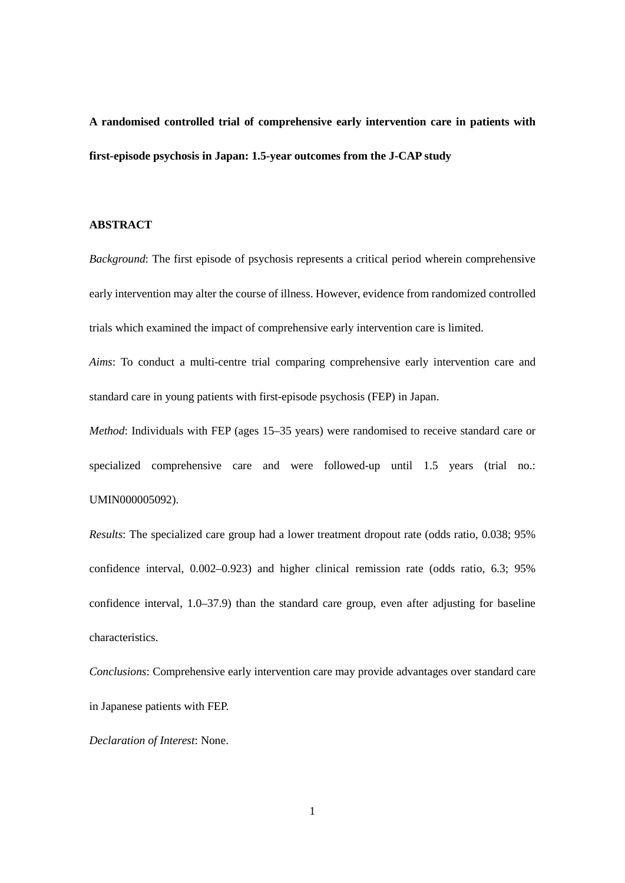# A randomised controlled trial of comprehensive early intervention care in patients with first-episode psychosis in Japan: 1.5-year outcomes from the J-CAP study

## ABSTRACT

*Background*: The first episode of psychosis represents a critical period wherein comprehensive early intervention may alter the course of illness. However, evidence from randomized controlled trials which examined the impact of comprehensive early intervention care is limited.

*Aims*: To conduct a multi-centre trial comparing comprehensive early intervention care and standard care in young patients with first-episode psychosis (FEP) in Japan.

*Method*: Individuals with FEP (ages 15–35 years) were randomised to receive standard care or specialized comprehensive care and were followed-up until 1.5 years (trial no.: UMIN000005092).

*Results*: The specialized care group had a lower treatment dropout rate (odds ratio, 0.038; 95% confidence interval, 0.002–0.923) and higher clinical remission rate (odds ratio, 6.3; 95% confidence interval, 1.0–37.9) than the standard care group, even after adjusting for baseline characteristics.

*Conclusions*: Comprehensive early intervention care may provide advantages over standard care in Japanese patients with FEP.

*Declaration of Interest*: None.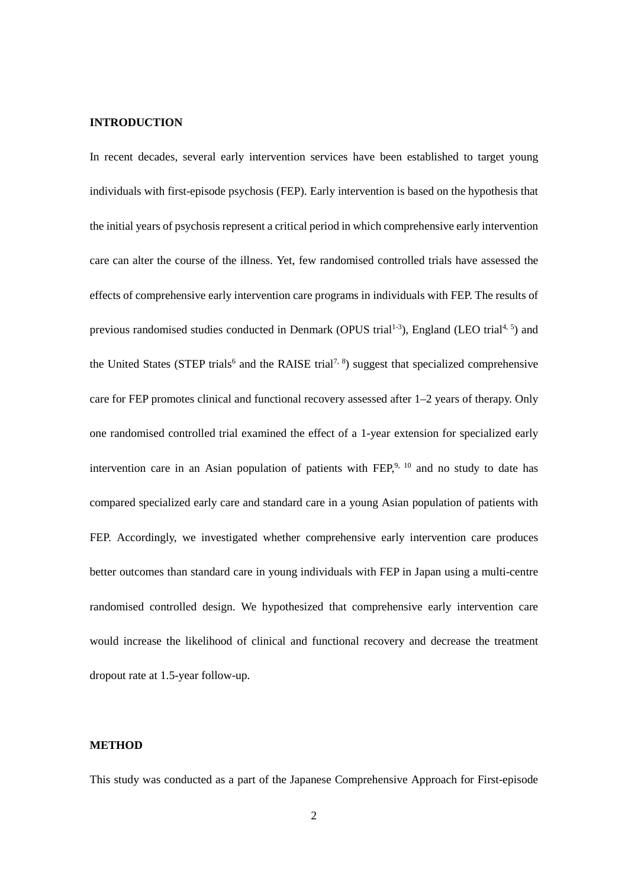## INTRODUCTION

In recent decades, several early intervention services have been established to target young individuals with first-episode psychosis (FEP). Early intervention is based on the hypothesis that the initial years of psychosis represent a critical period in which comprehensive early intervention care can alter the course of the illness. Yet, few randomised controlled trials have assessed the effects of comprehensive early intervention care programs in individuals with FEP. The results of previous randomised studies conducted in Denmark (OPUS trial[1-3]), England (LEO trial[4, 5]) and the United States (STEP trials[6] and the RAISE trial[7, 8]) suggest that specialized comprehensive care for FEP promotes clinical and functional recovery assessed after 1–2 years of therapy. Only one randomised controlled trial examined the effect of a 1-year extension for specialized early intervention care in an Asian population of patients with FEP,[9, 10] and no study to date has compared specialized early care and standard care in a young Asian population of patients with FEP. Accordingly, we investigated whether comprehensive early intervention care produces better outcomes than standard care in young individuals with FEP in Japan using a multi-centre randomised controlled design. We hypothesized that comprehensive early intervention care would increase the likelihood of clinical and functional recovery and decrease the treatment dropout rate at 1.5-year follow-up.

## METHOD

This study was conducted as a part of the Japanese Comprehensive Approach for First-episode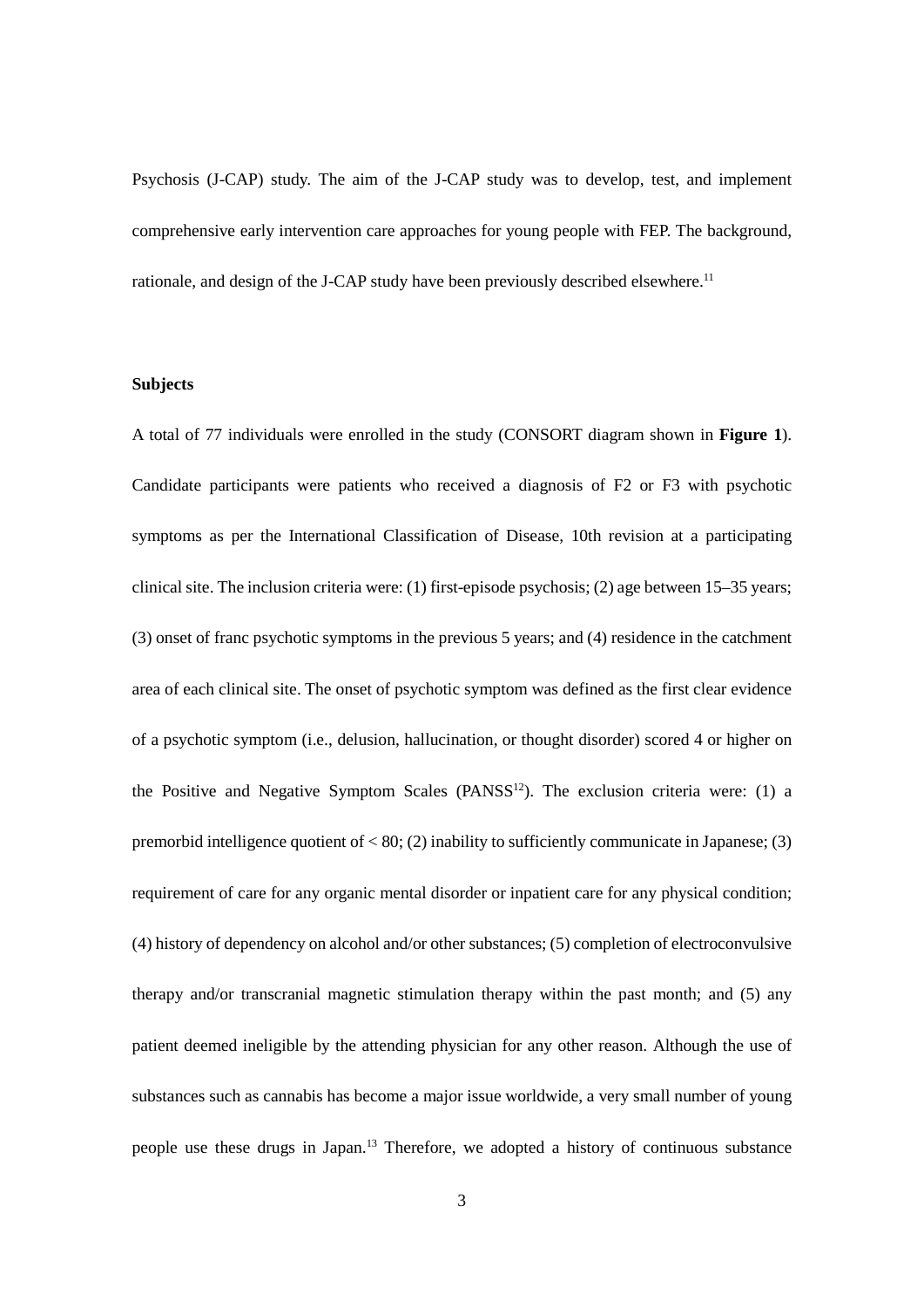Psychosis (J-CAP) study. The aim of the J-CAP study was to develop, test, and implement comprehensive early intervention care approaches for young people with FEP. The background, rationale, and design of the J-CAP study have been previously described elsewhere.[11]

**Subjects**

A total of 77 individuals were enrolled in the study (CONSORT diagram shown in **Figure 1**). Candidate participants were patients who received a diagnosis of F2 or F3 with psychotic symptoms as per the International Classification of Disease, 10th revision at a participating clinical site. The inclusion criteria were: (1) first-episode psychosis; (2) age between 15–35 years; (3) onset of franc psychotic symptoms in the previous 5 years; and (4) residence in the catchment area of each clinical site. The onset of psychotic symptom was defined as the first clear evidence of a psychotic symptom (i.e., delusion, hallucination, or thought disorder) scored 4 or higher on the Positive and Negative Symptom Scales (PANSS[12]). The exclusion criteria were: (1) a premorbid intelligence quotient of < 80; (2) inability to sufficiently communicate in Japanese; (3) requirement of care for any organic mental disorder or inpatient care for any physical condition; (4) history of dependency on alcohol and/or other substances; (5) completion of electroconvulsive therapy and/or transcranial magnetic stimulation therapy within the past month; and (5) any patient deemed ineligible by the attending physician for any other reason. Although the use of substances such as cannabis has become a major issue worldwide, a very small number of young people use these drugs in Japan.[13] Therefore, we adopted a history of continuous substance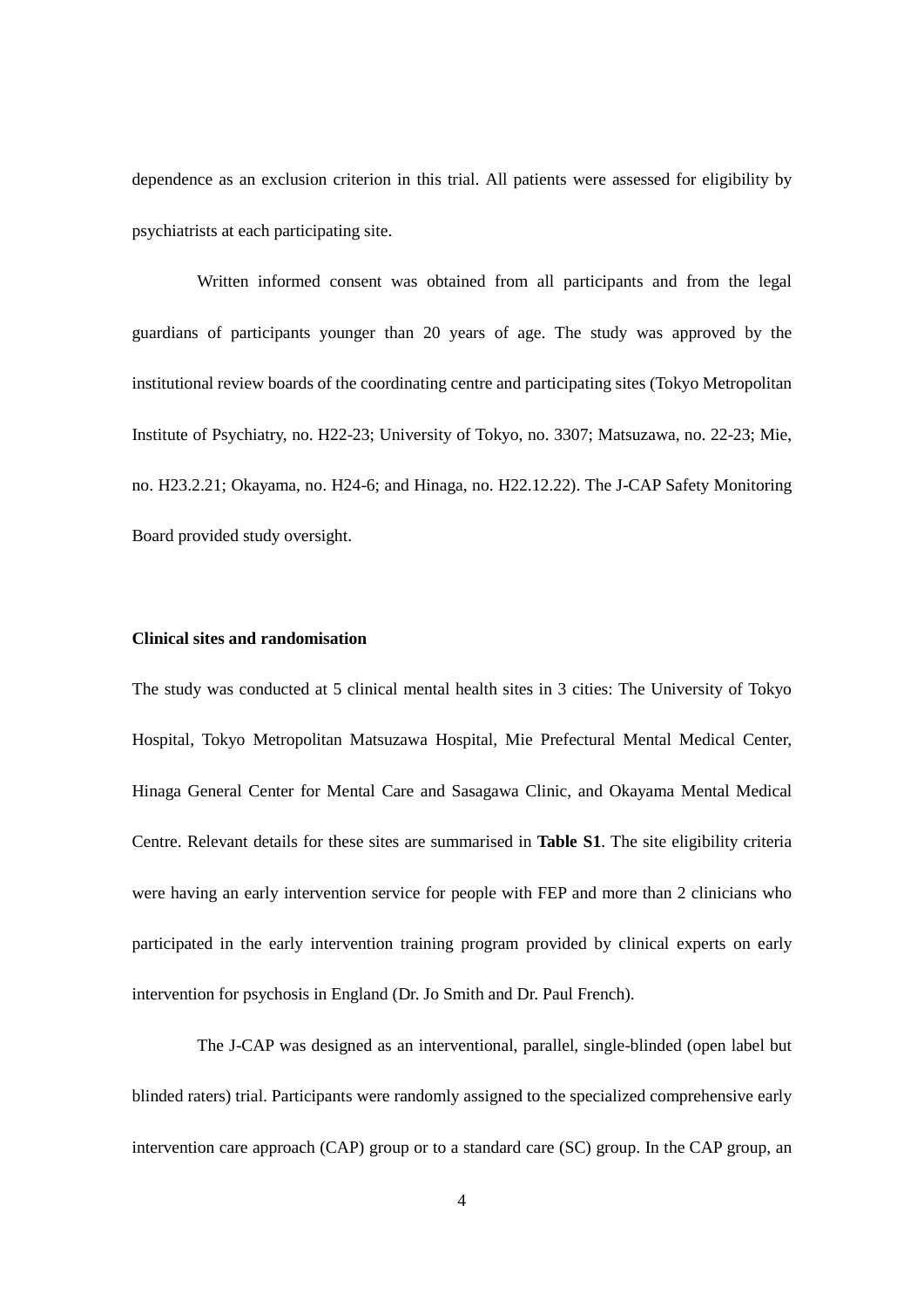dependence as an exclusion criterion in this trial. All patients were assessed for eligibility by psychiatrists at each participating site.

Written informed consent was obtained from all participants and from the legal guardians of participants younger than 20 years of age. The study was approved by the institutional review boards of the coordinating centre and participating sites (Tokyo Metropolitan Institute of Psychiatry, no. H22-23; University of Tokyo, no. 3307; Matsuzawa, no. 22-23; Mie, no. H23.2.21; Okayama, no. H24-6; and Hinaga, no. H22.12.22). The J-CAP Safety Monitoring Board provided study oversight.

**Clinical sites and randomisation**

The study was conducted at 5 clinical mental health sites in 3 cities: The University of Tokyo Hospital, Tokyo Metropolitan Matsuzawa Hospital, Mie Prefectural Mental Medical Center, Hinaga General Center for Mental Care and Sasagawa Clinic, and Okayama Mental Medical Centre. Relevant details for these sites are summarised in **Table S1**. The site eligibility criteria were having an early intervention service for people with FEP and more than 2 clinicians who participated in the early intervention training program provided by clinical experts on early intervention for psychosis in England (Dr. Jo Smith and Dr. Paul French).

The J-CAP was designed as an interventional, parallel, single-blinded (open label but blinded raters) trial. Participants were randomly assigned to the specialized comprehensive early intervention care approach (CAP) group or to a standard care (SC) group. In the CAP group, an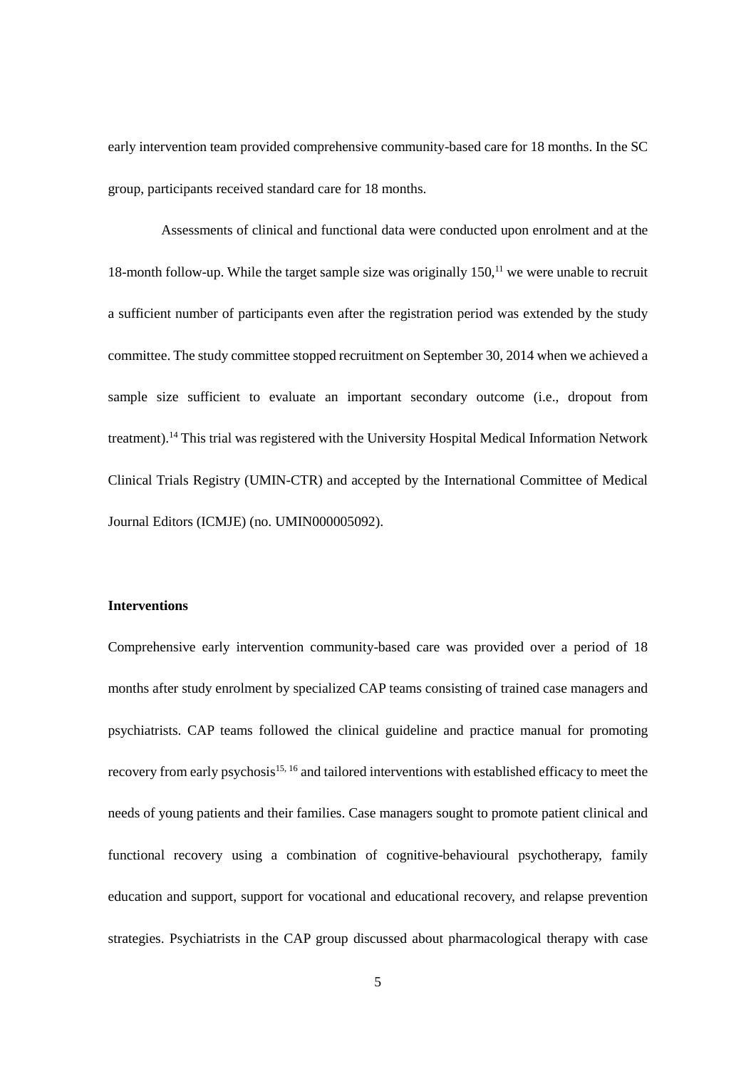early intervention team provided comprehensive community-based care for 18 months. In the SC group, participants received standard care for 18 months.

Assessments of clinical and functional data were conducted upon enrolment and at the 18-month follow-up. While the target sample size was originally 150,[11] we were unable to recruit a sufficient number of participants even after the registration period was extended by the study committee. The study committee stopped recruitment on September 30, 2014 when we achieved a sample size sufficient to evaluate an important secondary outcome (i.e., dropout from treatment).[14] This trial was registered with the University Hospital Medical Information Network Clinical Trials Registry (UMIN-CTR) and accepted by the International Committee of Medical Journal Editors (ICMJE) (no. UMIN000005092).

**Interventions**

Comprehensive early intervention community-based care was provided over a period of 18 months after study enrolment by specialized CAP teams consisting of trained case managers and psychiatrists. CAP teams followed the clinical guideline and practice manual for promoting recovery from early psychosis[15, 16] and tailored interventions with established efficacy to meet the needs of young patients and their families. Case managers sought to promote patient clinical and functional recovery using a combination of cognitive-behavioural psychotherapy, family education and support, support for vocational and educational recovery, and relapse prevention strategies. Psychiatrists in the CAP group discussed about pharmacological therapy with case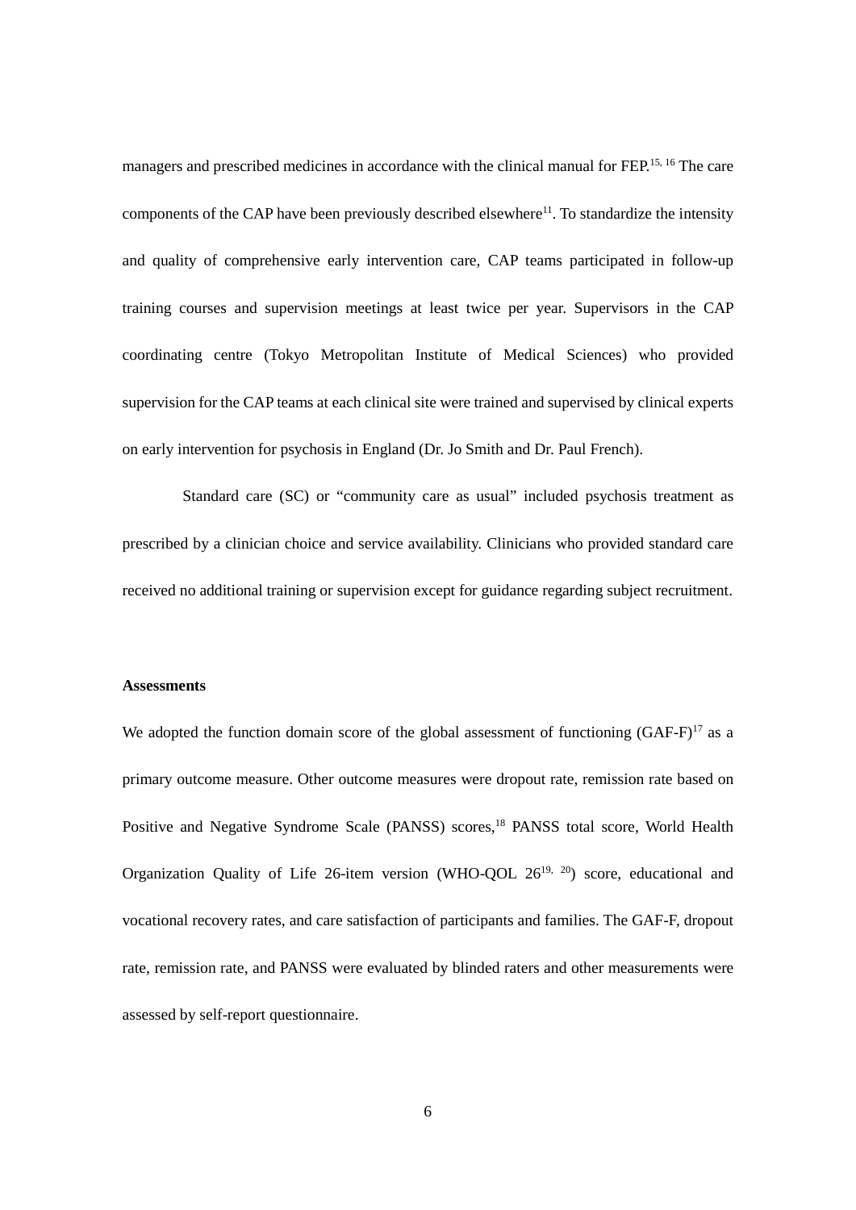managers and prescribed medicines in accordance with the clinical manual for FEP.[15, 16] The care components of the CAP have been previously described elsewhere[11]. To standardize the intensity and quality of comprehensive early intervention care, CAP teams participated in follow-up training courses and supervision meetings at least twice per year. Supervisors in the CAP coordinating centre (Tokyo Metropolitan Institute of Medical Sciences) who provided supervision for the CAP teams at each clinical site were trained and supervised by clinical experts on early intervention for psychosis in England (Dr. Jo Smith and Dr. Paul French).

Standard care (SC) or "community care as usual" included psychosis treatment as prescribed by a clinician choice and service availability. Clinicians who provided standard care received no additional training or supervision except for guidance regarding subject recruitment.

**Assessments**

We adopted the function domain score of the global assessment of functioning (GAF-F)[17] as a primary outcome measure. Other outcome measures were dropout rate, remission rate based on Positive and Negative Syndrome Scale (PANSS) scores,[18] PANSS total score, World Health Organization Quality of Life 26-item version (WHO-QOL 26[19, 20]) score, educational and vocational recovery rates, and care satisfaction of participants and families. The GAF-F, dropout rate, remission rate, and PANSS were evaluated by blinded raters and other measurements were assessed by self-report questionnaire.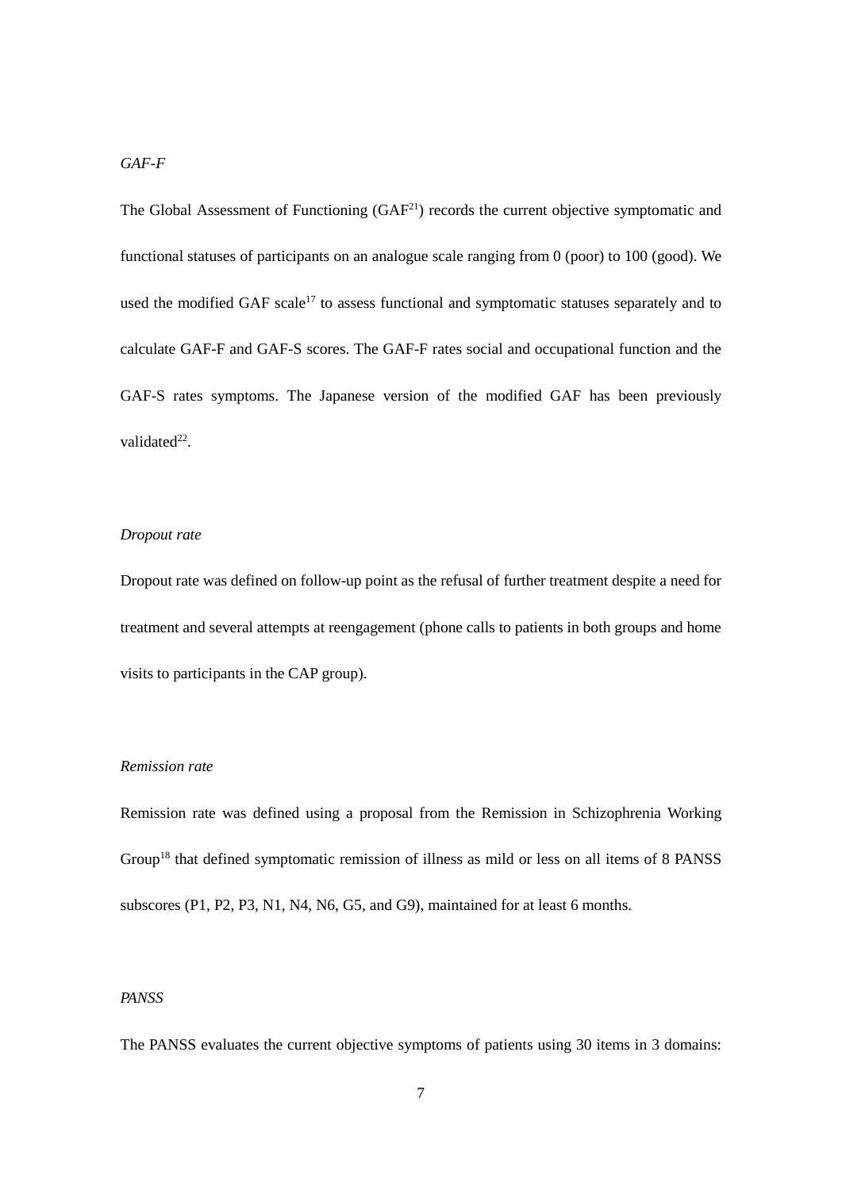*GAF-F*

The Global Assessment of Functioning (GAF[21]) records the current objective symptomatic and functional statuses of participants on an analogue scale ranging from 0 (poor) to 100 (good). We used the modified GAF scale[17] to assess functional and symptomatic statuses separately and to calculate GAF-F and GAF-S scores. The GAF-F rates social and occupational function and the GAF-S rates symptoms. The Japanese version of the modified GAF has been previously validated[22].

*Dropout rate*

Dropout rate was defined on follow-up point as the refusal of further treatment despite a need for treatment and several attempts at reengagement (phone calls to patients in both groups and home visits to participants in the CAP group).

*Remission rate*

Remission rate was defined using a proposal from the Remission in Schizophrenia Working Group[18] that defined symptomatic remission of illness as mild or less on all items of 8 PANSS subscores (P1, P2, P3, N1, N4, N6, G5, and G9), maintained for at least 6 months.

*PANSS*

The PANSS evaluates the current objective symptoms of patients using 30 items in 3 domains: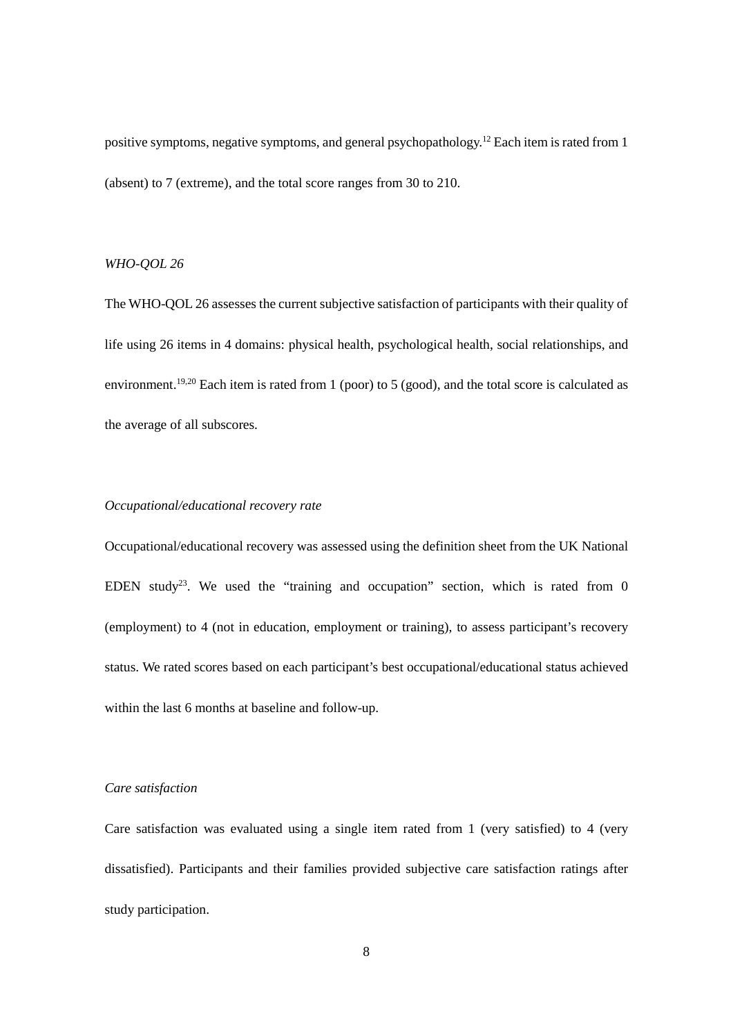positive symptoms, negative symptoms, and general psychopathology.[12] Each item is rated from 1 (absent) to 7 (extreme), and the total score ranges from 30 to 210.

### *WHO-QOL 26*

The WHO-QOL 26 assesses the current subjective satisfaction of participants with their quality of life using 26 items in 4 domains: physical health, psychological health, social relationships, and environment.[19,20] Each item is rated from 1 (poor) to 5 (good), and the total score is calculated as the average of all subscores.

### *Occupational/educational recovery rate*

Occupational/educational recovery was assessed using the definition sheet from the UK National EDEN study[23]. We used the "training and occupation" section, which is rated from 0 (employment) to 4 (not in education, employment or training), to assess participant's recovery status. We rated scores based on each participant's best occupational/educational status achieved within the last 6 months at baseline and follow-up.

### *Care satisfaction*

Care satisfaction was evaluated using a single item rated from 1 (very satisfied) to 4 (very dissatisfied). Participants and their families provided subjective care satisfaction ratings after study participation.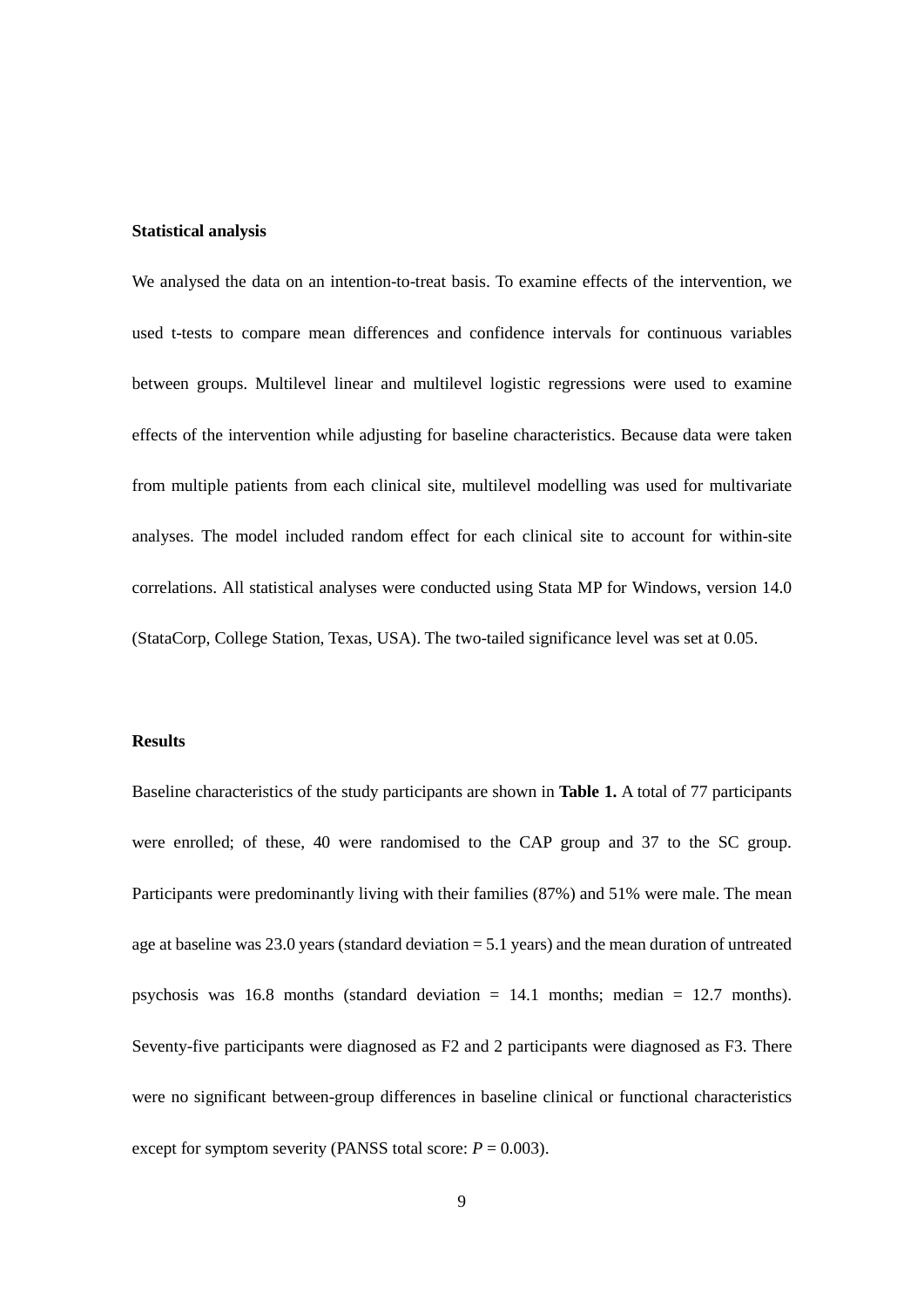### Statistical analysis

We analysed the data on an intention-to-treat basis. To examine effects of the intervention, we used t-tests to compare mean differences and confidence intervals for continuous variables between groups. Multilevel linear and multilevel logistic regressions were used to examine effects of the intervention while adjusting for baseline characteristics. Because data were taken from multiple patients from each clinical site, multilevel modelling was used for multivariate analyses. The model included random effect for each clinical site to account for within-site correlations. All statistical analyses were conducted using Stata MP for Windows, version 14.0 (StataCorp, College Station, Texas, USA). The two-tailed significance level was set at 0.05.

### Results

Baseline characteristics of the study participants are shown in **Table 1.** A total of 77 participants were enrolled; of these, 40 were randomised to the CAP group and 37 to the SC group. Participants were predominantly living with their families (87%) and 51% were male. The mean age at baseline was 23.0 years (standard deviation = 5.1 years) and the mean duration of untreated psychosis was 16.8 months (standard deviation = 14.1 months; median = 12.7 months). Seventy-five participants were diagnosed as F2 and 2 participants were diagnosed as F3. There were no significant between-group differences in baseline clinical or functional characteristics except for symptom severity (PANSS total score: $P = 0.003$).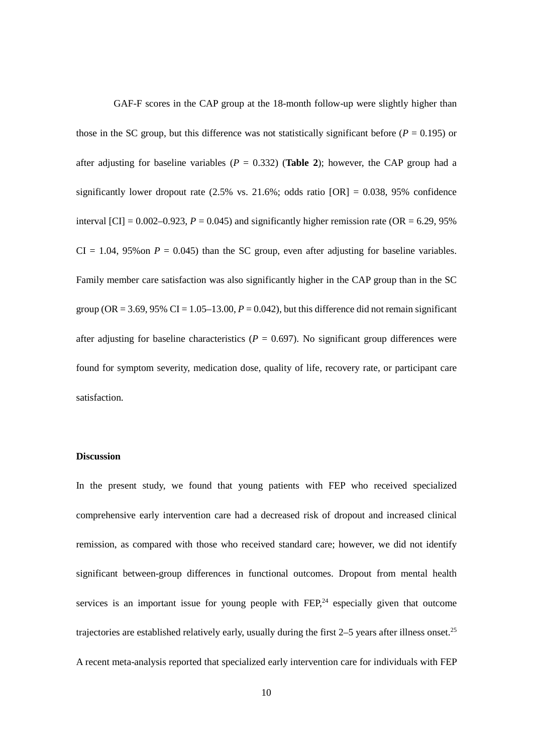GAF-F scores in the CAP group at the 18-month follow-up were slightly higher than those in the SC group, but this difference was not statistically significant before ($P$ = 0.195) or after adjusting for baseline variables ($P$ = 0.332) (**Table 2**); however, the CAP group had a significantly lower dropout rate (2.5% vs. 21.6%; odds ratio [OR] = 0.038, 95% confidence interval [CI] = 0.002–0.923, $P$ = 0.045) and significantly higher remission rate (OR = 6.29, 95% CI = 1.04, 95%on $P$ = 0.045) than the SC group, even after adjusting for baseline variables. Family member care satisfaction was also significantly higher in the CAP group than in the SC group (OR = 3.69, 95% CI = 1.05–13.00, $P$ = 0.042), but this difference did not remain significant after adjusting for baseline characteristics ($P$ = 0.697). No significant group differences were found for symptom severity, medication dose, quality of life, recovery rate, or participant care satisfaction.

**Discussion**

In the present study, we found that young patients with FEP who received specialized comprehensive early intervention care had a decreased risk of dropout and increased clinical remission, as compared with those who received standard care; however, we did not identify significant between-group differences in functional outcomes. Dropout from mental health services is an important issue for young people with FEP,[24] especially given that outcome trajectories are established relatively early, usually during the first 2–5 years after illness onset.[25] A recent meta-analysis reported that specialized early intervention care for individuals with FEP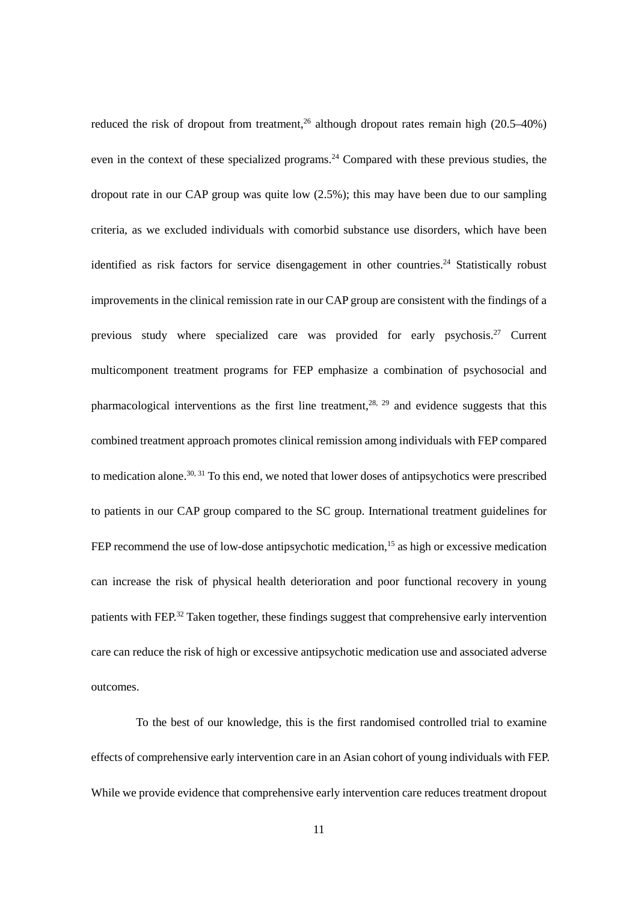reduced the risk of dropout from treatment,[26] although dropout rates remain high (20.5–40%) even in the context of these specialized programs.[24] Compared with these previous studies, the dropout rate in our CAP group was quite low (2.5%); this may have been due to our sampling criteria, as we excluded individuals with comorbid substance use disorders, which have been identified as risk factors for service disengagement in other countries.[24] Statistically robust improvements in the clinical remission rate in our CAP group are consistent with the findings of a previous study where specialized care was provided for early psychosis.[27] Current multicomponent treatment programs for FEP emphasize a combination of psychosocial and pharmacological interventions as the first line treatment,[28, 29] and evidence suggests that this combined treatment approach promotes clinical remission among individuals with FEP compared to medication alone.[30, 31] To this end, we noted that lower doses of antipsychotics were prescribed to patients in our CAP group compared to the SC group. International treatment guidelines for FEP recommend the use of low-dose antipsychotic medication,[15] as high or excessive medication can increase the risk of physical health deterioration and poor functional recovery in young patients with FEP.[32] Taken together, these findings suggest that comprehensive early intervention care can reduce the risk of high or excessive antipsychotic medication use and associated adverse outcomes.

To the best of our knowledge, this is the first randomised controlled trial to examine effects of comprehensive early intervention care in an Asian cohort of young individuals with FEP. While we provide evidence that comprehensive early intervention care reduces treatment dropout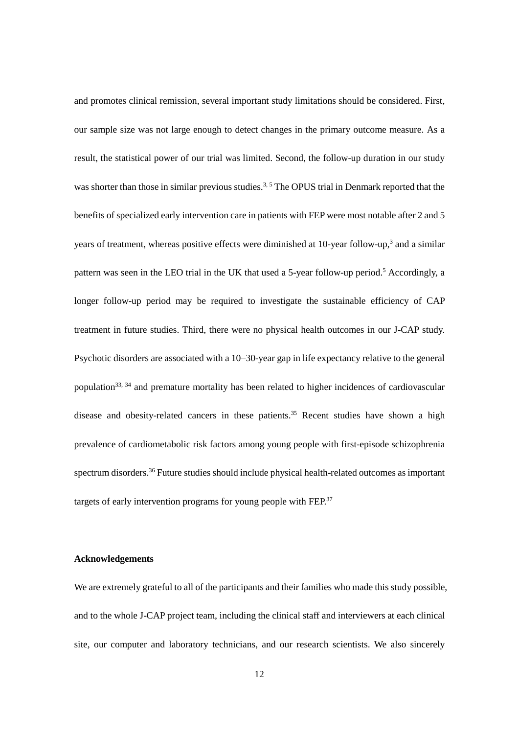and promotes clinical remission, several important study limitations should be considered. First, our sample size was not large enough to detect changes in the primary outcome measure. As a result, the statistical power of our trial was limited. Second, the follow-up duration in our study was shorter than those in similar previous studies.[3, 5] The OPUS trial in Denmark reported that the benefits of specialized early intervention care in patients with FEP were most notable after 2 and 5 years of treatment, whereas positive effects were diminished at 10-year follow-up,[3] and a similar pattern was seen in the LEO trial in the UK that used a 5-year follow-up period.[5] Accordingly, a longer follow-up period may be required to investigate the sustainable efficiency of CAP treatment in future studies. Third, there were no physical health outcomes in our J-CAP study. Psychotic disorders are associated with a 10–30-year gap in life expectancy relative to the general population[33, 34] and premature mortality has been related to higher incidences of cardiovascular disease and obesity-related cancers in these patients.[35] Recent studies have shown a high prevalence of cardiometabolic risk factors among young people with first-episode schizophrenia spectrum disorders.[36] Future studies should include physical health-related outcomes as important targets of early intervention programs for young people with FEP.[37]

## Acknowledgements

We are extremely grateful to all of the participants and their families who made this study possible, and to the whole J-CAP project team, including the clinical staff and interviewers at each clinical site, our computer and laboratory technicians, and our research scientists. We also sincerely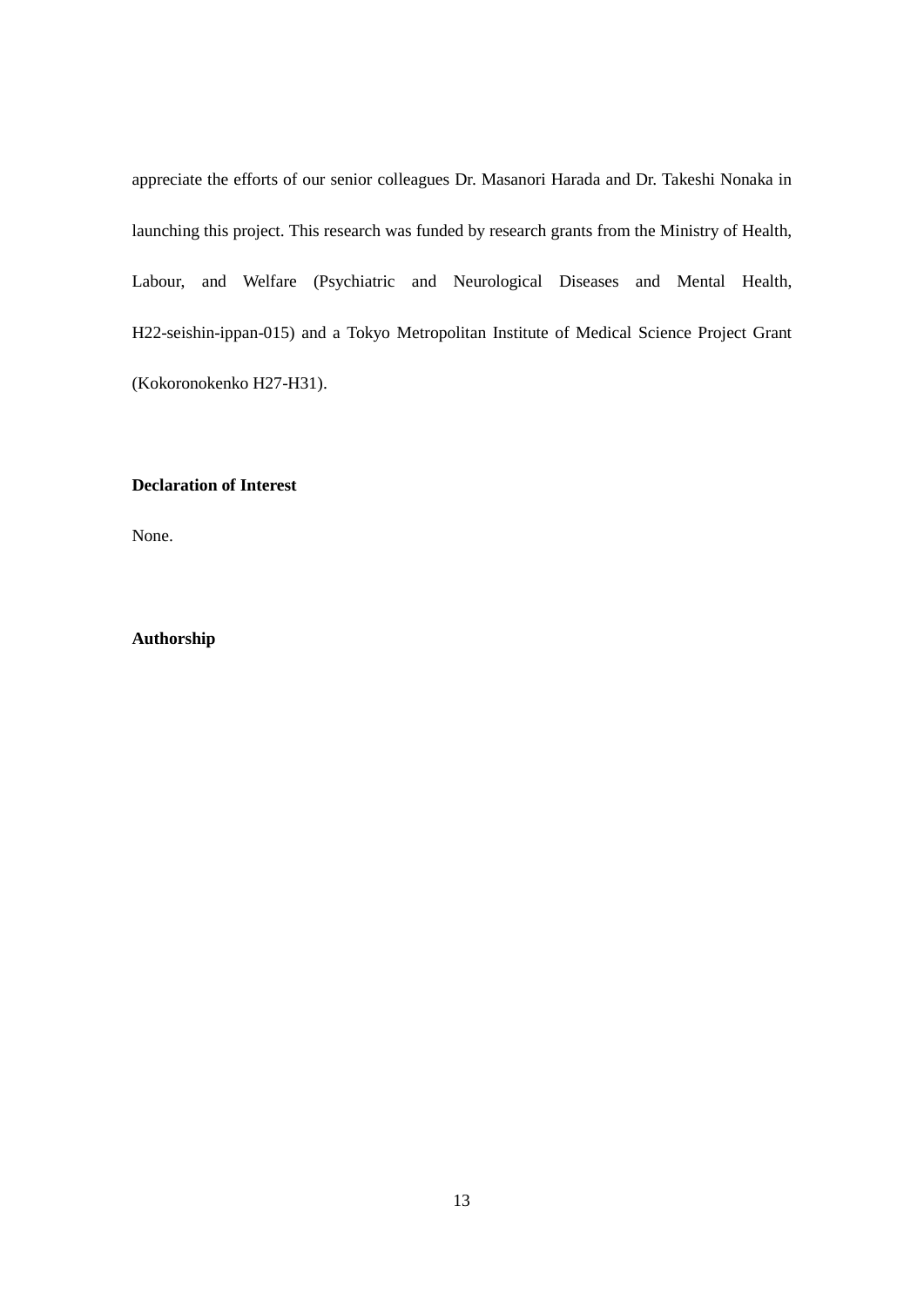appreciate the efforts of our senior colleagues Dr. Masanori Harada and Dr. Takeshi Nonaka in launching this project. This research was funded by research grants from the Ministry of Health, Labour, and Welfare (Psychiatric and Neurological Diseases and Mental Health, H22-seishin-ippan-015) and a Tokyo Metropolitan Institute of Medical Science Project Grant (Kokoronokenko H27-H31).

**Declaration of Interest**

None.

**Authorship**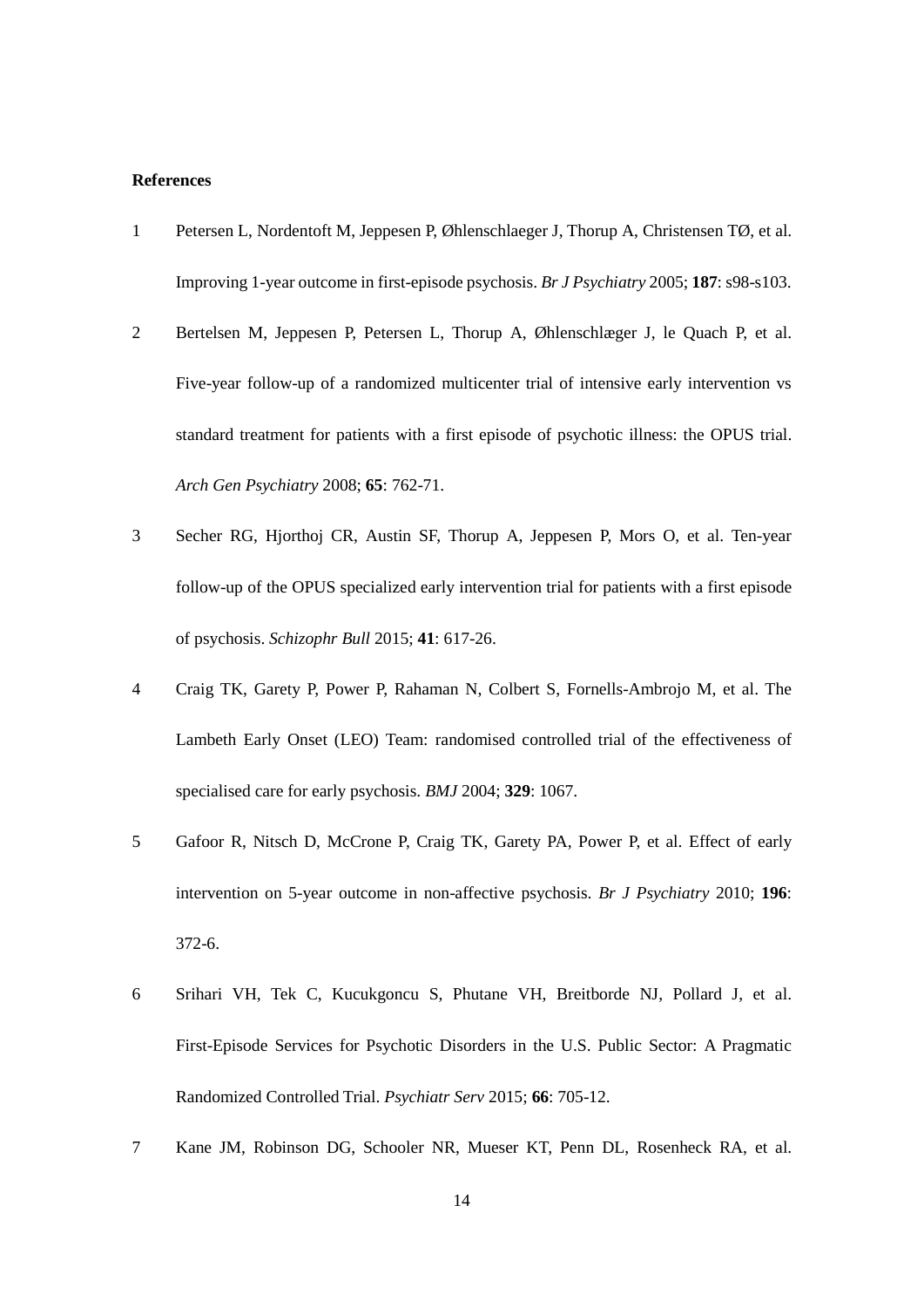**References**

1. Petersen L, Nordentoft M, Jeppesen P, Øhlenschlaeger J, Thorup A, Christensen TØ, et al. Improving 1-year outcome in first-episode psychosis. *Br J Psychiatry* 2005; **187**: s98-s103.

2. Bertelsen M, Jeppesen P, Petersen L, Thorup A, Øhlenschlæger J, le Quach P, et al. Five-year follow-up of a randomized multicenter trial of intensive early intervention vs standard treatment for patients with a first episode of psychotic illness: the OPUS trial. *Arch Gen Psychiatry* 2008; **65**: 762-71.

3. Secher RG, Hjorthoj CR, Austin SF, Thorup A, Jeppesen P, Mors O, et al. Ten-year follow-up of the OPUS specialized early intervention trial for patients with a first episode of psychosis. *Schizophr Bull* 2015; **41**: 617-26.

4. Craig TK, Garety P, Power P, Rahaman N, Colbert S, Fornells-Ambrojo M, et al. The Lambeth Early Onset (LEO) Team: randomised controlled trial of the effectiveness of specialised care for early psychosis. *BMJ* 2004; **329**: 1067.

5. Gafoor R, Nitsch D, McCrone P, Craig TK, Garety PA, Power P, et al. Effect of early intervention on 5-year outcome in non-affective psychosis. *Br J Psychiatry* 2010; **196**: 372-6.

6. Srihari VH, Tek C, Kucukgoncu S, Phutane VH, Breitborde NJ, Pollard J, et al. First-Episode Services for Psychotic Disorders in the U.S. Public Sector: A Pragmatic Randomized Controlled Trial. *Psychiatr Serv* 2015; **66**: 705-12.

7. Kane JM, Robinson DG, Schooler NR, Mueser KT, Penn DL, Rosenheck RA, et al.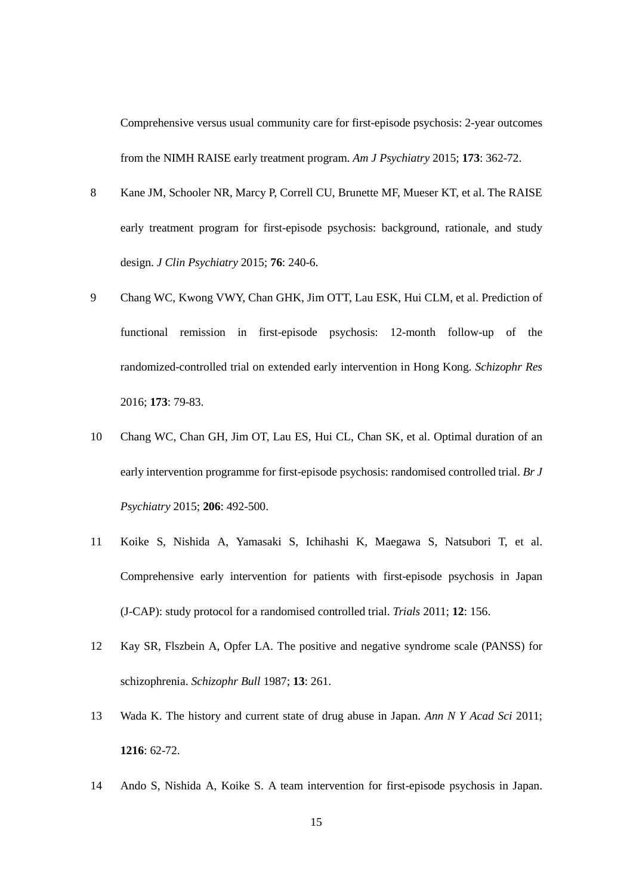Comprehensive versus usual community care for first-episode psychosis: 2-year outcomes from the NIMH RAISE early treatment program. *Am J Psychiatry* 2015; **173**: 362-72.

8 Kane JM, Schooler NR, Marcy P, Correll CU, Brunette MF, Mueser KT, et al. The RAISE early treatment program for first-episode psychosis: background, rationale, and study design. *J Clin Psychiatry* 2015; **76**: 240-6.

9 Chang WC, Kwong VWY, Chan GHK, Jim OTT, Lau ESK, Hui CLM, et al. Prediction of functional remission in first-episode psychosis: 12-month follow-up of the randomized-controlled trial on extended early intervention in Hong Kong. *Schizophr Res* 2016; **173**: 79-83.

10 Chang WC, Chan GH, Jim OT, Lau ES, Hui CL, Chan SK, et al. Optimal duration of an early intervention programme for first-episode psychosis: randomised controlled trial. *Br J Psychiatry* 2015; **206**: 492-500.

11 Koike S, Nishida A, Yamasaki S, Ichihashi K, Maegawa S, Natsubori T, et al. Comprehensive early intervention for patients with first-episode psychosis in Japan (J-CAP): study protocol for a randomised controlled trial. *Trials* 2011; **12**: 156.

12 Kay SR, Flszbein A, Opfer LA. The positive and negative syndrome scale (PANSS) for schizophrenia. *Schizophr Bull* 1987; **13**: 261.

13 Wada K. The history and current state of drug abuse in Japan. *Ann N Y Acad Sci* 2011; **1216**: 62-72.

14 Ando S, Nishida A, Koike S. A team intervention for first-episode psychosis in Japan.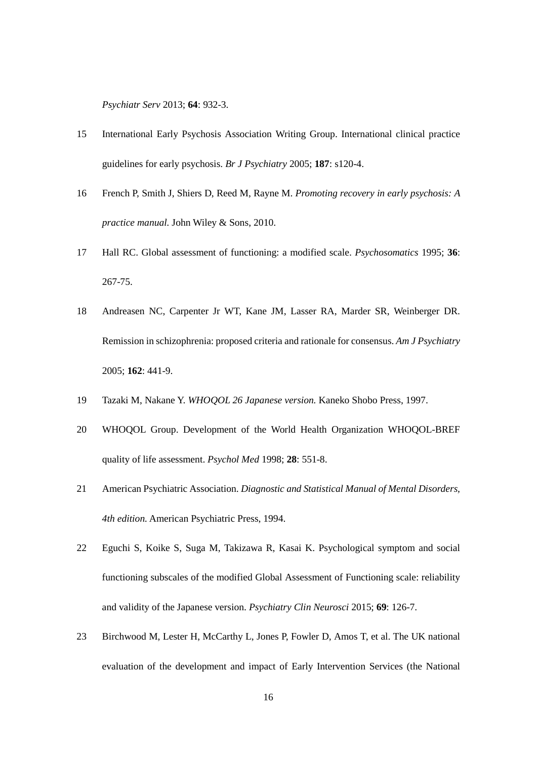*Psychiatr Serv* 2013; **64**: 932-3.

15 International Early Psychosis Association Writing Group. International clinical practice guidelines for early psychosis. *Br J Psychiatry* 2005; **187**: s120-4.

16 French P, Smith J, Shiers D, Reed M, Rayne M. *Promoting recovery in early psychosis: A practice manual.* John Wiley & Sons, 2010.

17 Hall RC. Global assessment of functioning: a modified scale. *Psychosomatics* 1995; **36**: 267-75.

18 Andreasen NC, Carpenter Jr WT, Kane JM, Lasser RA, Marder SR, Weinberger DR. Remission in schizophrenia: proposed criteria and rationale for consensus. *Am J Psychiatry* 2005; **162**: 441-9.

19 Tazaki M, Nakane Y. *WHOQOL 26 Japanese version.* Kaneko Shobo Press, 1997.

20 WHOQOL Group. Development of the World Health Organization WHOQOL-BREF quality of life assessment. *Psychol Med* 1998; **28**: 551-8.

21 American Psychiatric Association. *Diagnostic and Statistical Manual of Mental Disorders, 4th edition.* American Psychiatric Press, 1994.

22 Eguchi S, Koike S, Suga M, Takizawa R, Kasai K. Psychological symptom and social functioning subscales of the modified Global Assessment of Functioning scale: reliability and validity of the Japanese version. *Psychiatry Clin Neurosci* 2015; **69**: 126-7.

23 Birchwood M, Lester H, McCarthy L, Jones P, Fowler D, Amos T, et al. The UK national evaluation of the development and impact of Early Intervention Services (the National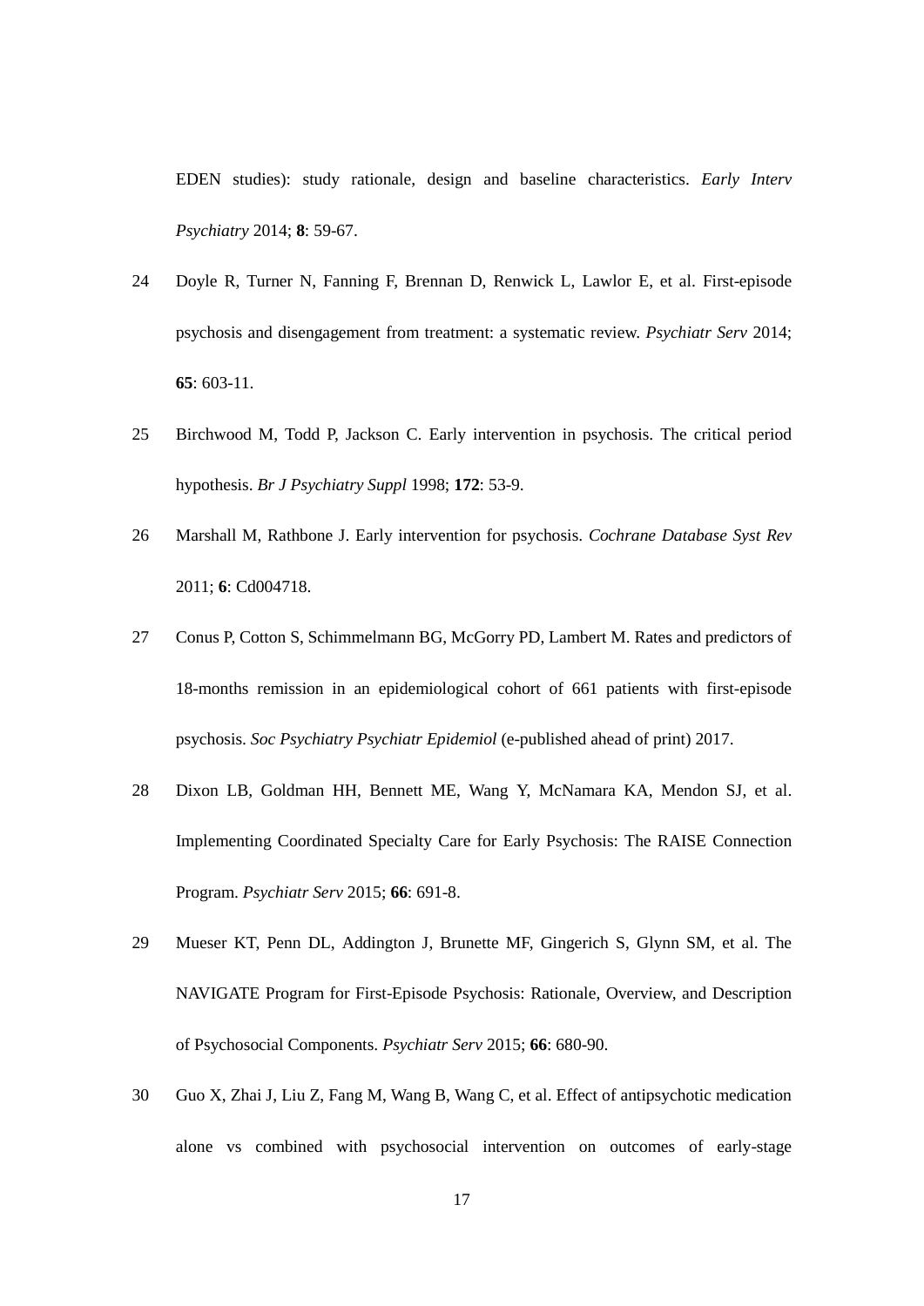EDEN studies): study rationale, design and baseline characteristics. *Early Interv Psychiatry* 2014; **8**: 59-67.

24 Doyle R, Turner N, Fanning F, Brennan D, Renwick L, Lawlor E, et al. First-episode psychosis and disengagement from treatment: a systematic review. *Psychiatr Serv* 2014; **65**: 603-11.

25 Birchwood M, Todd P, Jackson C. Early intervention in psychosis. The critical period hypothesis. *Br J Psychiatry Suppl* 1998; **172**: 53-9.

26 Marshall M, Rathbone J. Early intervention for psychosis. *Cochrane Database Syst Rev* 2011; **6**: Cd004718.

27 Conus P, Cotton S, Schimmelmann BG, McGorry PD, Lambert M. Rates and predictors of 18-months remission in an epidemiological cohort of 661 patients with first-episode psychosis. *Soc Psychiatry Psychiatr Epidemiol* (e-published ahead of print) 2017.

28 Dixon LB, Goldman HH, Bennett ME, Wang Y, McNamara KA, Mendon SJ, et al. Implementing Coordinated Specialty Care for Early Psychosis: The RAISE Connection Program. *Psychiatr Serv* 2015; **66**: 691-8.

29 Mueser KT, Penn DL, Addington J, Brunette MF, Gingerich S, Glynn SM, et al. The NAVIGATE Program for First-Episode Psychosis: Rationale, Overview, and Description of Psychosocial Components. *Psychiatr Serv* 2015; **66**: 680-90.

30 Guo X, Zhai J, Liu Z, Fang M, Wang B, Wang C, et al. Effect of antipsychotic medication alone vs combined with psychosocial intervention on outcomes of early-stage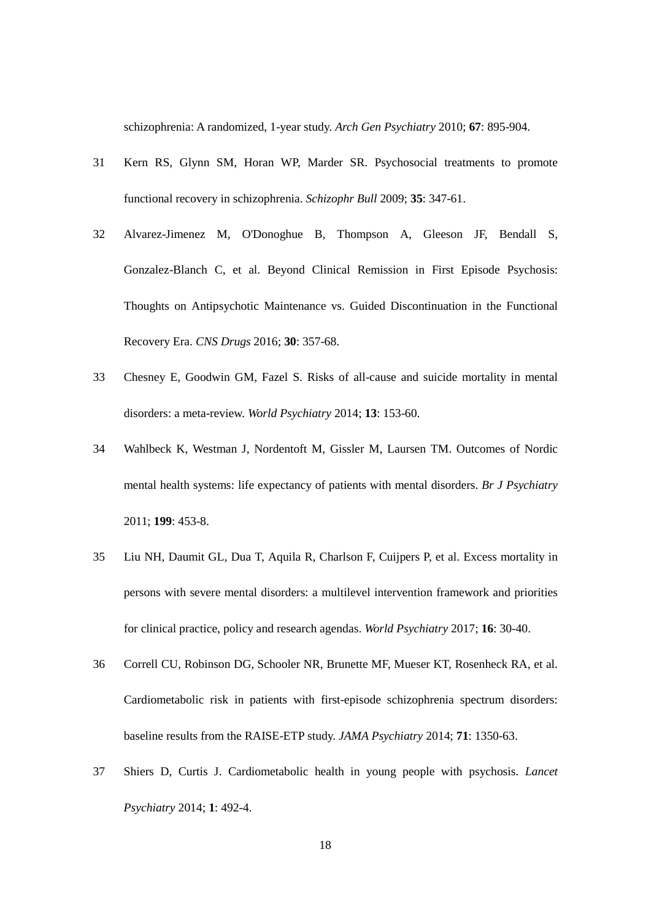schizophrenia: A randomized, 1-year study. *Arch Gen Psychiatry* 2010; **67**: 895-904.

31 Kern RS, Glynn SM, Horan WP, Marder SR. Psychosocial treatments to promote functional recovery in schizophrenia. *Schizophr Bull* 2009; **35**: 347-61.

32 Alvarez-Jimenez M, O'Donoghue B, Thompson A, Gleeson JF, Bendall S, Gonzalez-Blanch C, et al. Beyond Clinical Remission in First Episode Psychosis: Thoughts on Antipsychotic Maintenance vs. Guided Discontinuation in the Functional Recovery Era. *CNS Drugs* 2016; **30**: 357-68.

33 Chesney E, Goodwin GM, Fazel S. Risks of all-cause and suicide mortality in mental disorders: a meta-review. *World Psychiatry* 2014; **13**: 153-60.

34 Wahlbeck K, Westman J, Nordentoft M, Gissler M, Laursen TM. Outcomes of Nordic mental health systems: life expectancy of patients with mental disorders. *Br J Psychiatry* 2011; **199**: 453-8.

35 Liu NH, Daumit GL, Dua T, Aquila R, Charlson F, Cuijpers P, et al. Excess mortality in persons with severe mental disorders: a multilevel intervention framework and priorities for clinical practice, policy and research agendas. *World Psychiatry* 2017; **16**: 30-40.

36 Correll CU, Robinson DG, Schooler NR, Brunette MF, Mueser KT, Rosenheck RA, et al. Cardiometabolic risk in patients with first-episode schizophrenia spectrum disorders: baseline results from the RAISE-ETP study. *JAMA Psychiatry* 2014; **71**: 1350-63.

37 Shiers D, Curtis J. Cardiometabolic health in young people with psychosis. *Lancet Psychiatry* 2014; **1**: 492-4.